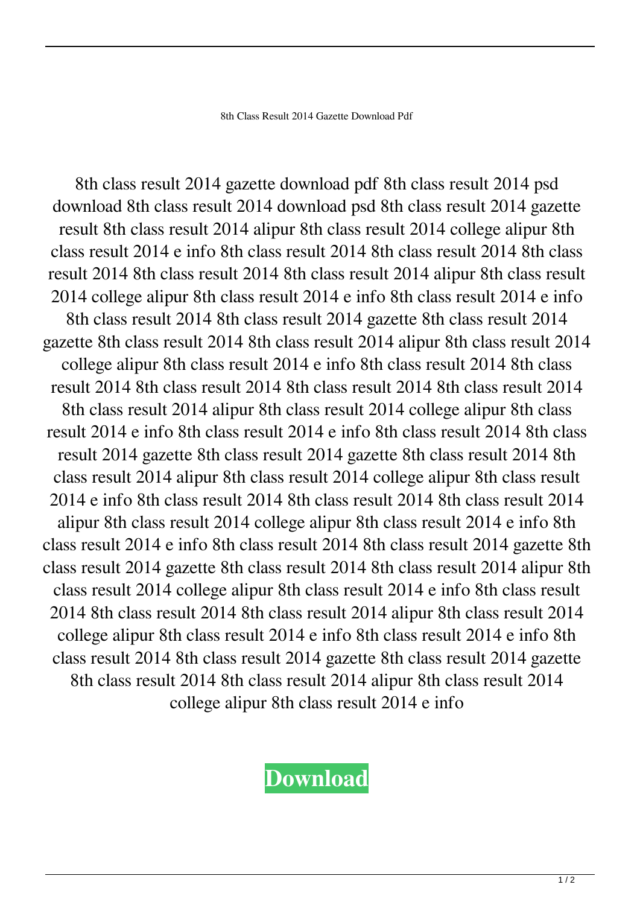8th Class Result 2014 Gazette Download Pdf

8th class result 2014 gazette download pdf 8th class result 2014 psd download 8th class result 2014 download psd 8th class result 2014 gazette result 8th class result 2014 alipur 8th class result 2014 college alipur 8th class result 2014 e info 8th class result 2014 8th class result 2014 8th class result 2014 8th class result 2014 8th class result 2014 alipur 8th class result 2014 college alipur 8th class result 2014 e info 8th class result 2014 e info 8th class result 2014 8th class result 2014 gazette 8th class result 2014 gazette 8th class result 2014 8th class result 2014 alipur 8th class result 2014 college alipur 8th class result 2014 e info 8th class result 2014 8th class result 2014 8th class result 2014 8th class result 2014 8th class result 2014 8th class result 2014 alipur 8th class result 2014 college alipur 8th class result 2014 e info 8th class result 2014 e info 8th class result 2014 8th class result 2014 gazette 8th class result 2014 gazette 8th class result 2014 8th class result 2014 alipur 8th class result 2014 college alipur 8th class result 2014 e info 8th class result 2014 8th class result 2014 8th class result 2014 alipur 8th class result 2014 college alipur 8th class result 2014 e info 8th class result 2014 e info 8th class result 2014 8th class result 2014 gazette 8th class result 2014 gazette 8th class result 2014 8th class result 2014 alipur 8th class result 2014 college alipur 8th class result 2014 e info 8th class result 2014 8th class result 2014 8th class result 2014 alipur 8th class result 2014 college alipur 8th class result 2014 e info 8th class result 2014 e info 8th class result 2014 8th class result 2014 gazette 8th class result 2014 gazette 8th class result 2014 8th class result 2014 alipur 8th class result 2014 college alipur 8th class result 2014 e info

**Download**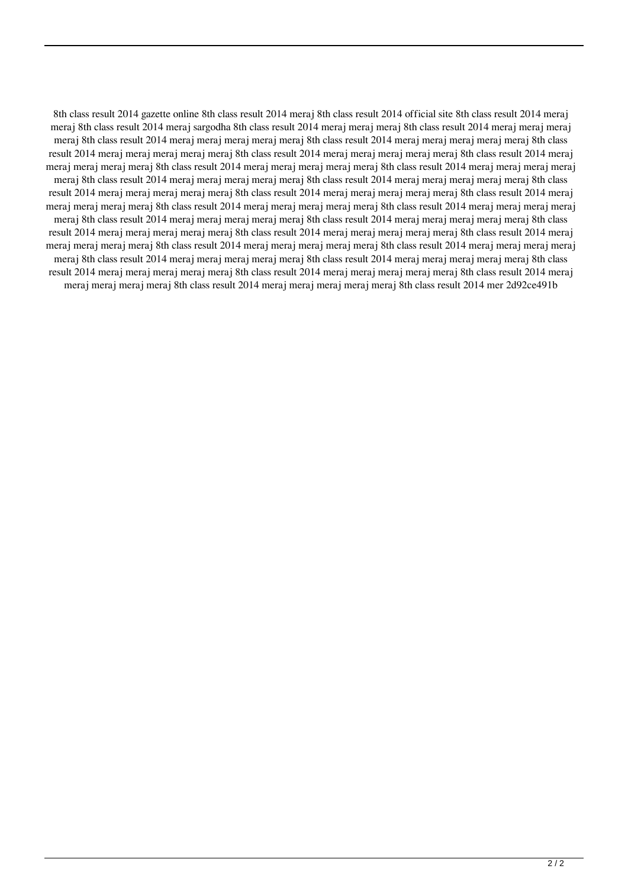8th class result 2014 gazette online 8th class result 2014 meraj 8th class result 2014 official site 8th class result 2014 meraj meraj 8th class result 2014 meraj sargodha 8th class result 2014 meraj meraj meraj 8th class result 2014 meraj meraj meraj meraj 8th class result 2014 meraj meraj meraj meraj meraj 8th class result 2014 meraj meraj meraj meraj meraj 8th class result 2014 meraj meraj meraj meraj meraj 8th class result 2014 meraj meraj meraj meraj meraj 8th class result 2014 meraj meraj meraj meraj meraj 8th class result 2014 meraj meraj meraj meraj 8th class result 2014 meraj meraj meraj meraj meraj 8th class result 2014 meraj meraj meraj meraj meraj 8th class result 2014 meraj meraj meraj meraj meraj 8th class result 2014 meraj meraj meraj meraj meraj 8th class result 2014 meraj meraj meraj meraj meraj 8th class result 2014 meraj meraj meraj meraj meraj 8th class result 2014 meraj meraj meraj meraj meraj 8th class result 2014 meraj meraj meraj meraj meraj 8th class result 2014 meraj meraj meraj meraj meraj 8th class result 2014 meraj meraj meraj meraj meraj 8th class result 2014 meraj meraj meraj meraj meraj 8th class result 2014 meraj meraj meraj meraj meraj 8th class result 2014 meraj meraj meraj meraj meraj 8th class result 2014 meraj meraj meraj meraj meraj 8th class result 2014 meraj meraj meraj meraj meraj 8th class result 2014 meraj meraj meraj meraj meraj 8th class result 2014 meraj meraj meraj meraj meraj 8th class result 2014 meraj meraj meraj meraj meraj 8th class result 2014 meraj meraj meraj meraj meraj 8th class result 2014 mer 2d92ce491b